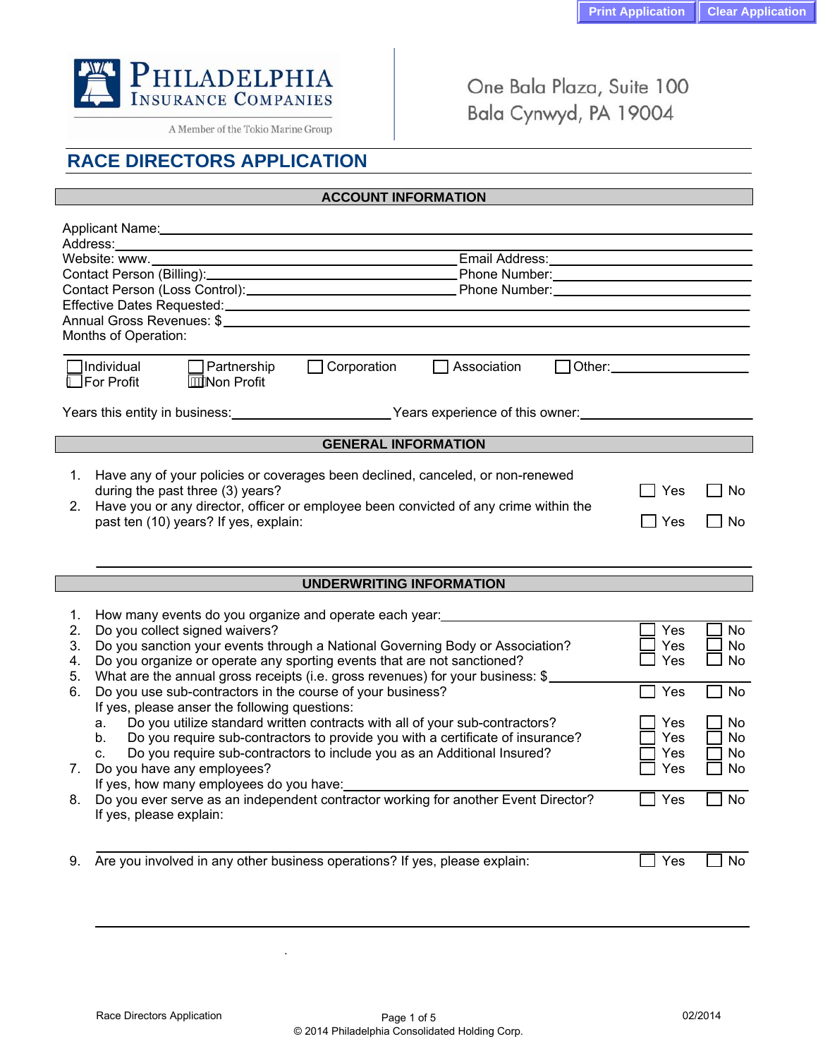Print Application | Clear Application

PHILADELPHIA INSURANCE COMPANIES
A Member of the Tokio Marine Group

One Bala Plaza, Suite 100
Bala Cynwyd, PA 19004

# RACE DIRECTORS APPLICATION

## ACCOUNT INFORMATION

Applicant Name: ______________________________
Address: ______________________________
Website: www. ______________________________ Email Address: ______________________________
Contact Person (Billing): ______________________________ Phone Number: ______________________________
Contact Person (Loss Control): ______________________________ Phone Number: ______________________________
Effective Dates Requested: ______________________________
Annual Gross Revenues: $ ______________________________
Months of Operation:

☐ Individual ☐ Partnership ☐ Corporation ☐ Association ☐ Other: ______________
☐ For Profit ☐ Non Profit

Years this entity in business: ______________ Years experience of this owner: ______________

## GENERAL INFORMATION

1. Have any of your policies or coverages been declined, canceled, or non-renewed during the past three (3) years? ☐ Yes ☐ No
2. Have you or any director, officer or employee been convicted of any crime within the past ten (10) years? If yes, explain: ☐ Yes ☐ No

______________________________

## UNDERWRITING INFORMATION

1. How many events do you organize and operate each year: ______________
2. Do you collect signed waivers? ☐ Yes ☐ No
3. Do you sanction your events through a National Governing Body or Association? ☐ Yes ☐ No
4. Do you organize or operate any sporting events that are not sanctioned? ☐ Yes ☐ No
5. What are the annual gross receipts (i.e. gross revenues) for your business: $ ______________
6. Do you use sub-contractors in the course of your business? ☐ Yes ☐ No

   If yes, please anser the following questions:
   a. Do you utilize standard written contracts with all of your sub-contractors? ☐ Yes ☐ No
   b. Do you require sub-contractors to provide you with a certificate of insurance? ☐ Yes ☐ No
   c. Do you require sub-contractors to include you as an Additional Insured? ☐ Yes ☐ No
7. Do you have any employees? ☐ Yes ☐ No

   If yes, how many employees do you have: ______________
8. Do you ever serve as an independent contractor working for another Event Director? ☐ Yes ☐ No

   If yes, please explain:

   ______________________________
9. Are you involved in any other business operations? If yes, please explain: ☐ Yes ☐ No

   ______________________________

Race Directors Application 02/2014
© 2014 Philadelphia Consolidated Holding Corp.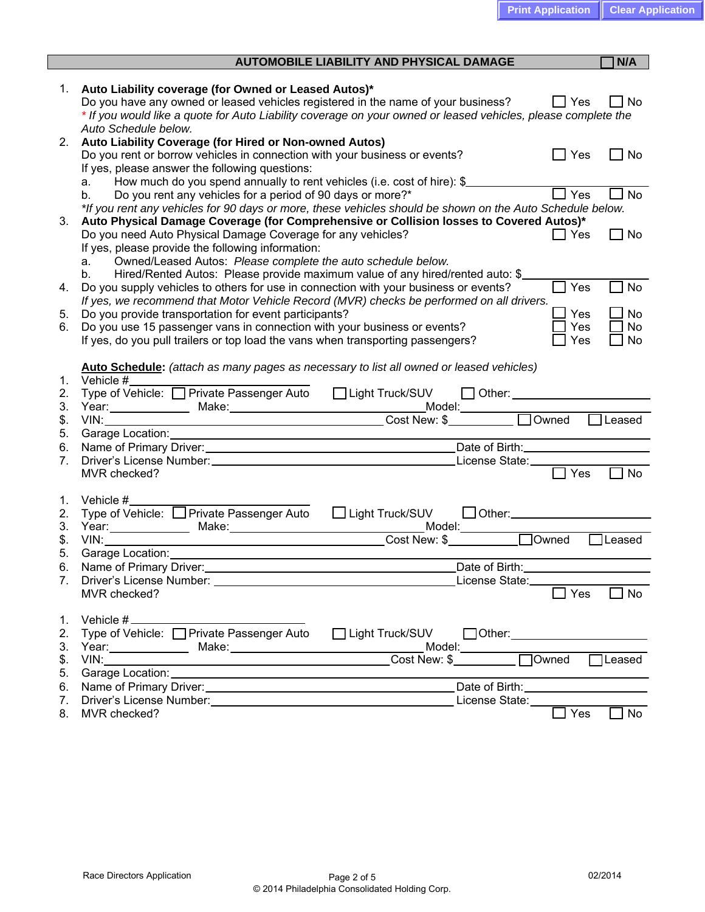## AUTOMOBILE LIABILITY AND PHYSICAL DAMAGE ☐ N/A

1. **Auto Liability coverage (for Owned or Leased Autos)***
   Do you have any owned or leased vehicles registered in the name of your business? ☐ Yes ☐ No
   *\* If you would like a quote for Auto Liability coverage on your owned or leased vehicles, please complete the Auto Schedule below.*
2. **Auto Liability Coverage (for Hired or Non-owned Autos)**
   Do you rent or borrow vehicles in connection with your business or events? ☐ Yes ☐ No
   If yes, please answer the following questions:
   a. How much do you spend annually to rent vehicles (i.e. cost of hire): $\_\_\_\_\_\_\_\_\_\_
   b. Do you rent any vehicles for a period of 90 days or more?* ☐ Yes ☐ No
   *\*If you rent any vehicles for 90 days or more, these vehicles should be shown on the Auto Schedule below.*
3. **Auto Physical Damage Coverage (for Comprehensive or Collision losses to Covered Autos)***
   Do you need Auto Physical Damage Coverage for any vehicles? ☐ Yes ☐ No
   If yes, please provide the following information:
   a. Owned/Leased Autos: *Please complete the auto schedule below.*
   b. Hired/Rented Autos: Please provide maximum value of any hired/rented auto: $\_\_\_\_\_\_\_\_\_\_
4. Do you supply vehicles to others for use in connection with your business or events? ☐ Yes ☐ No
   *If yes, we recommend that Motor Vehicle Record (MVR) checks be performed on all drivers.*
5. Do you provide transportation for event participants? ☐ Yes ☐ No
6. Do you use 15 passenger vans in connection with your business or events? ☐ Yes ☐ No
   If yes, do you pull trailers or top load the vans when transporting passengers? ☐ Yes ☐ No

**Auto Schedule:** *(attach as many pages as necessary to list all owned or leased vehicles)*

1. Vehicle #\_\_\_\_\_\_\_\_\_\_
2. Type of Vehicle: ☐ Private Passenger Auto ☐ Light Truck/SUV ☐ Other:\_\_\_\_\_\_\_\_\_\_
3. Year:\_\_\_\_\_\_\_\_ Make:\_\_\_\_\_\_\_\_\_\_ Model:\_\_\_\_\_\_\_\_\_\_
$. VIN:\_\_\_\_\_\_\_\_\_\_ Cost New: $\_\_\_\_\_\_\_\_ ☐ Owned ☐ Leased
5. Garage Location:\_\_\_\_\_\_\_\_\_\_
6. Name of Primary Driver:\_\_\_\_\_\_\_\_\_\_ Date of Birth:\_\_\_\_\_\_\_\_\_\_
7. Driver's License Number:\_\_\_\_\_\_\_\_\_\_ License State:\_\_\_\_\_\_\_\_\_\_
   MVR checked? ☐ Yes ☐ No

1. Vehicle #\_\_\_\_\_\_\_\_\_\_
2. Type of Vehicle: ☐ Private Passenger Auto ☐ Light Truck/SUV ☐ Other:\_\_\_\_\_\_\_\_\_\_
3. Year:\_\_\_\_\_\_\_\_ Make:\_\_\_\_\_\_\_\_\_\_ Model:\_\_\_\_\_\_\_\_\_\_
$. VIN:\_\_\_\_\_\_\_\_\_\_ Cost New: $\_\_\_\_\_\_\_\_ ☐ Owned ☐ Leased
5. Garage Location:\_\_\_\_\_\_\_\_\_\_
6. Name of Primary Driver:\_\_\_\_\_\_\_\_\_\_ Date of Birth:\_\_\_\_\_\_\_\_\_\_
7. Driver's License Number:\_\_\_\_\_\_\_\_\_\_ License State:\_\_\_\_\_\_\_\_\_\_
   MVR checked? ☐ Yes ☐ No

1. Vehicle #\_\_\_\_\_\_\_\_\_\_
2. Type of Vehicle: ☐ Private Passenger Auto ☐ Light Truck/SUV ☐ Other:\_\_\_\_\_\_\_\_\_\_
3. Year:\_\_\_\_\_\_\_\_ Make:\_\_\_\_\_\_\_\_\_\_ Model:\_\_\_\_\_\_\_\_\_\_
$. VIN:\_\_\_\_\_\_\_\_\_\_ Cost New: $\_\_\_\_\_\_\_\_ ☐ Owned ☐ Leased
5. Garage Location:\_\_\_\_\_\_\_\_\_\_
6. Name of Primary Driver:\_\_\_\_\_\_\_\_\_\_ Date of Birth:\_\_\_\_\_\_\_\_\_\_
7. Driver's License Number:\_\_\_\_\_\_\_\_\_\_ License State:\_\_\_\_\_\_\_\_\_\_
8. MVR checked? ☐ Yes ☐ No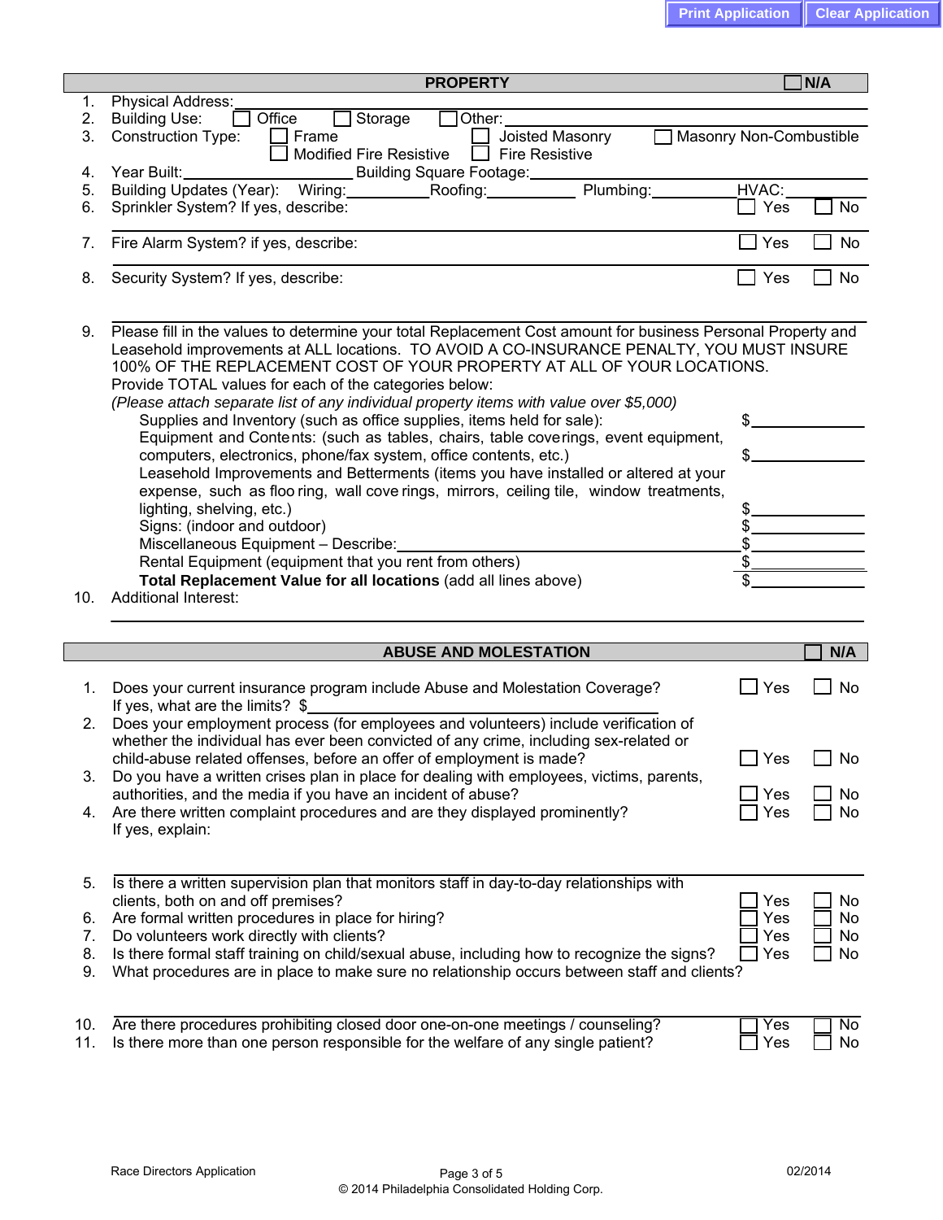Print Application | Clear Application

## PROPERTY ☐ N/A

1. Physical Address: ____________________
2. Building Use: ☐ Office ☐ Storage ☐ Other: ____________________
3. Construction Type: ☐ Frame ☐ Joisted Masonry ☐ Masonry Non-Combustible ☐ Modified Fire Resistive ☐ Fire Resistive
4. Year Built: __________ Building Square Footage: __________
5. Building Updates (Year): Wiring: __________ Roofing: __________ Plumbing: __________ HVAC: __________
6. Sprinkler System? If yes, describe: ☐ Yes ☐ No
7. Fire Alarm System? if yes, describe: ☐ Yes ☐ No
8. Security System? If yes, describe: ☐ Yes ☐ No
9. Please fill in the values to determine your total Replacement Cost amount for business Personal Property and Leasehold improvements at ALL locations. TO AVOID A CO-INSURANCE PENALTY, YOU MUST INSURE 100% OF THE REPLACEMENT COST OF YOUR PROPERTY AT ALL OF YOUR LOCATIONS.
   Provide TOTAL values for each of the categories below:
   *(Please attach separate list of any individual property items with value over $5,000)*
   - Supplies and Inventory (such as office supplies, items held for sale): $__________
   - Equipment and Contents: (such as tables, chairs, table coverings, event equipment, computers, electronics, phone/fax system, office contents, etc.) $__________
   - Leasehold Improvements and Betterments (items you have installed or altered at your expense, such as flooring, wall coverings, mirrors, ceiling tile, window treatments, lighting, shelving, etc.) $__________
   - Signs: (indoor and outdoor) $__________
   - Miscellaneous Equipment – Describe: __________ $__________
   - Rental Equipment (equipment that you rent from others) $__________
   - **Total Replacement Value for all locations** (add all lines above) $__________
10. Additional Interest: ____________________

## ABUSE AND MOLESTATION ☐ N/A

1. Does your current insurance program include Abuse and Molestation Coverage? ☐ Yes ☐ No
   If yes, what are the limits? $__________
2. Does your employment process (for employees and volunteers) include verification of whether the individual has ever been convicted of any crime, including sex-related or child-abuse related offenses, before an offer of employment is made? ☐ Yes ☐ No
3. Do you have a written crises plan in place for dealing with employees, victims, parents, authorities, and the media if you have an incident of abuse? ☐ Yes ☐ No
4. Are there written complaint procedures and are they displayed prominently? ☐ Yes ☐ No
   If yes, explain:
5. Is there a written supervision plan that monitors staff in day-to-day relationships with clients, both on and off premises? ☐ Yes ☐ No
6. Are formal written procedures in place for hiring? ☐ Yes ☐ No
7. Do volunteers work directly with clients? ☐ Yes ☐ No
8. Is there formal staff training on child/sexual abuse, including how to recognize the signs? ☐ Yes ☐ No
9. What procedures are in place to make sure no relationship occurs between staff and clients?
10. Are there procedures prohibiting closed door one-on-one meetings / counseling? ☐ Yes ☐ No
11. Is there more than one person responsible for the welfare of any single patient? ☐ Yes ☐ No

Race Directors Application 02/2014

© 2014 Philadelphia Consolidated Holding Corp.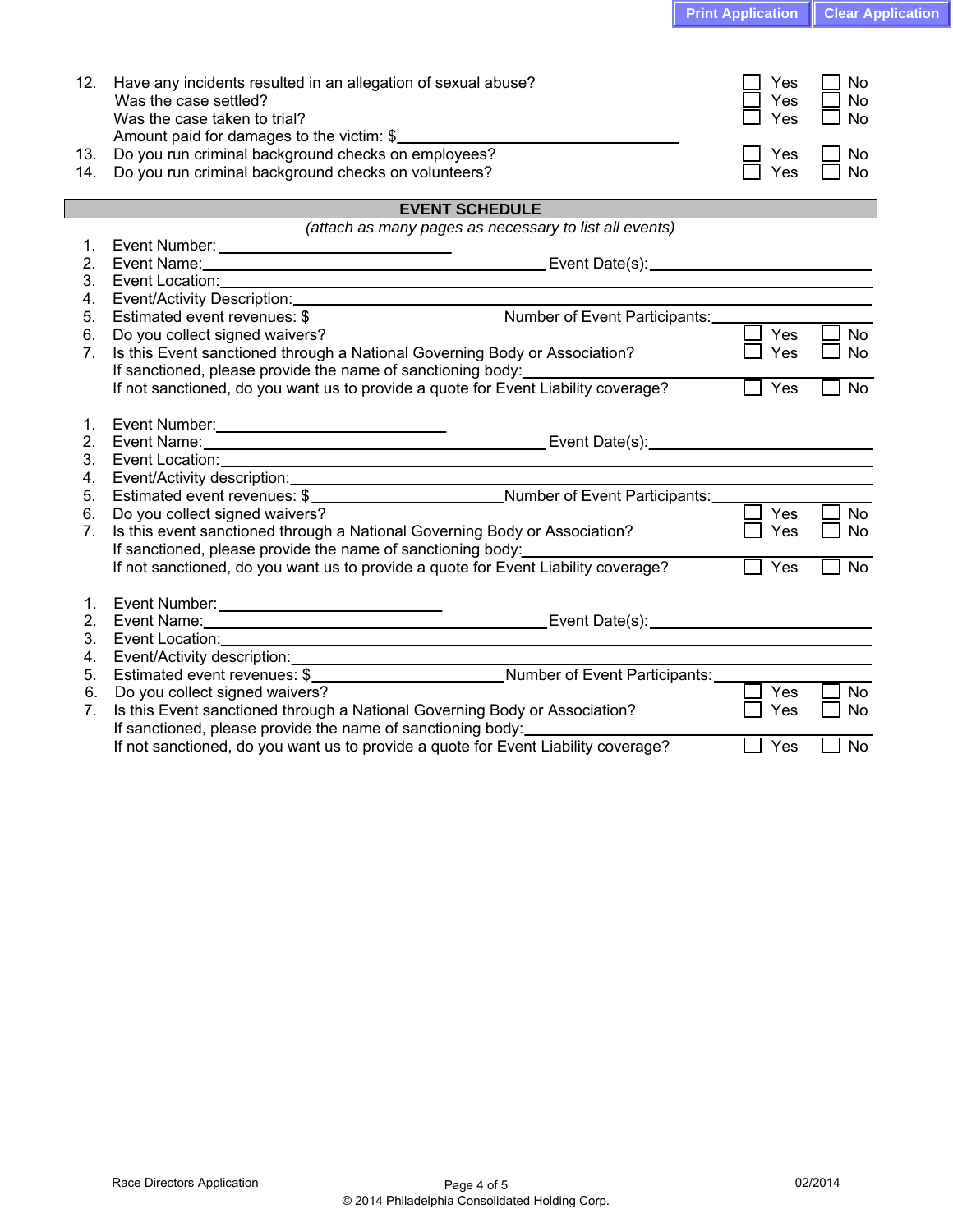12. Have any incidents resulted in an allegation of sexual abuse? ☐ Yes ☐ No
    Was the case settled? ☐ Yes ☐ No
    Was the case taken to trial? ☐ Yes ☐ No
    Amount paid for damages to the victim: $\_\_\_\_\_\_\_\_\_\_\_\_\_\_\_\_\_\_\_\_
13. Do you run criminal background checks on employees? ☐ Yes ☐ No
14. Do you run criminal background checks on volunteers? ☐ Yes ☐ No

## EVENT SCHEDULE

*(attach as many pages as necessary to list all events)*

1. Event Number: \_\_\_\_\_\_\_\_\_\_\_\_\_\_\_\_\_\_\_\_
2. Event Name: \_\_\_\_\_\_\_\_\_\_\_\_\_\_\_\_\_\_\_\_ Event Date(s): \_\_\_\_\_\_\_\_\_\_\_\_\_\_\_\_\_\_\_\_
3. Event Location: \_\_\_\_\_\_\_\_\_\_\_\_\_\_\_\_\_\_\_\_
4. Event/Activity Description: \_\_\_\_\_\_\_\_\_\_\_\_\_\_\_\_\_\_\_\_
5. Estimated event revenues: $\_\_\_\_\_\_\_\_\_\_\_\_\_\_\_\_\_\_\_\_ Number of Event Participants: \_\_\_\_\_\_\_\_\_\_\_\_\_\_\_\_\_\_\_\_
6. Do you collect signed waivers? ☐ Yes ☐ No
7. Is this Event sanctioned through a National Governing Body or Association? ☐ Yes ☐ No
   If sanctioned, please provide the name of sanctioning body: \_\_\_\_\_\_\_\_\_\_\_\_\_\_\_\_\_\_\_\_
   If not sanctioned, do you want us to provide a quote for Event Liability coverage? ☐ Yes ☐ No

1. Event Number: \_\_\_\_\_\_\_\_\_\_\_\_\_\_\_\_\_\_\_\_
2. Event Name: \_\_\_\_\_\_\_\_\_\_\_\_\_\_\_\_\_\_\_\_ Event Date(s): \_\_\_\_\_\_\_\_\_\_\_\_\_\_\_\_\_\_\_\_
3. Event Location: \_\_\_\_\_\_\_\_\_\_\_\_\_\_\_\_\_\_\_\_
4. Event/Activity description: \_\_\_\_\_\_\_\_\_\_\_\_\_\_\_\_\_\_\_\_
5. Estimated event revenues: $\_\_\_\_\_\_\_\_\_\_\_\_\_\_\_\_\_\_\_\_ Number of Event Participants: \_\_\_\_\_\_\_\_\_\_\_\_\_\_\_\_\_\_\_\_
6. Do you collect signed waivers? ☐ Yes ☐ No
7. Is this event sanctioned through a National Governing Body or Association? ☐ Yes ☐ No
   If sanctioned, please provide the name of sanctioning body: \_\_\_\_\_\_\_\_\_\_\_\_\_\_\_\_\_\_\_\_
   If not sanctioned, do you want us to provide a quote for Event Liability coverage? ☐ Yes ☐ No

1. Event Number: \_\_\_\_\_\_\_\_\_\_\_\_\_\_\_\_\_\_\_\_
2. Event Name: \_\_\_\_\_\_\_\_\_\_\_\_\_\_\_\_\_\_\_\_ Event Date(s): \_\_\_\_\_\_\_\_\_\_\_\_\_\_\_\_\_\_\_\_
3. Event Location: \_\_\_\_\_\_\_\_\_\_\_\_\_\_\_\_\_\_\_\_
4. Event/Activity description: \_\_\_\_\_\_\_\_\_\_\_\_\_\_\_\_\_\_\_\_
5. Estimated event revenues: $\_\_\_\_\_\_\_\_\_\_\_\_\_\_\_\_\_\_\_\_ Number of Event Participants: \_\_\_\_\_\_\_\_\_\_\_\_\_\_\_\_\_\_\_\_
6. Do you collect signed waivers? ☐ Yes ☐ No
7. Is this Event sanctioned through a National Governing Body or Association? ☐ Yes ☐ No
   If sanctioned, please provide the name of sanctioning body: \_\_\_\_\_\_\_\_\_\_\_\_\_\_\_\_\_\_\_\_
   If not sanctioned, do you want us to provide a quote for Event Liability coverage? ☐ Yes ☐ No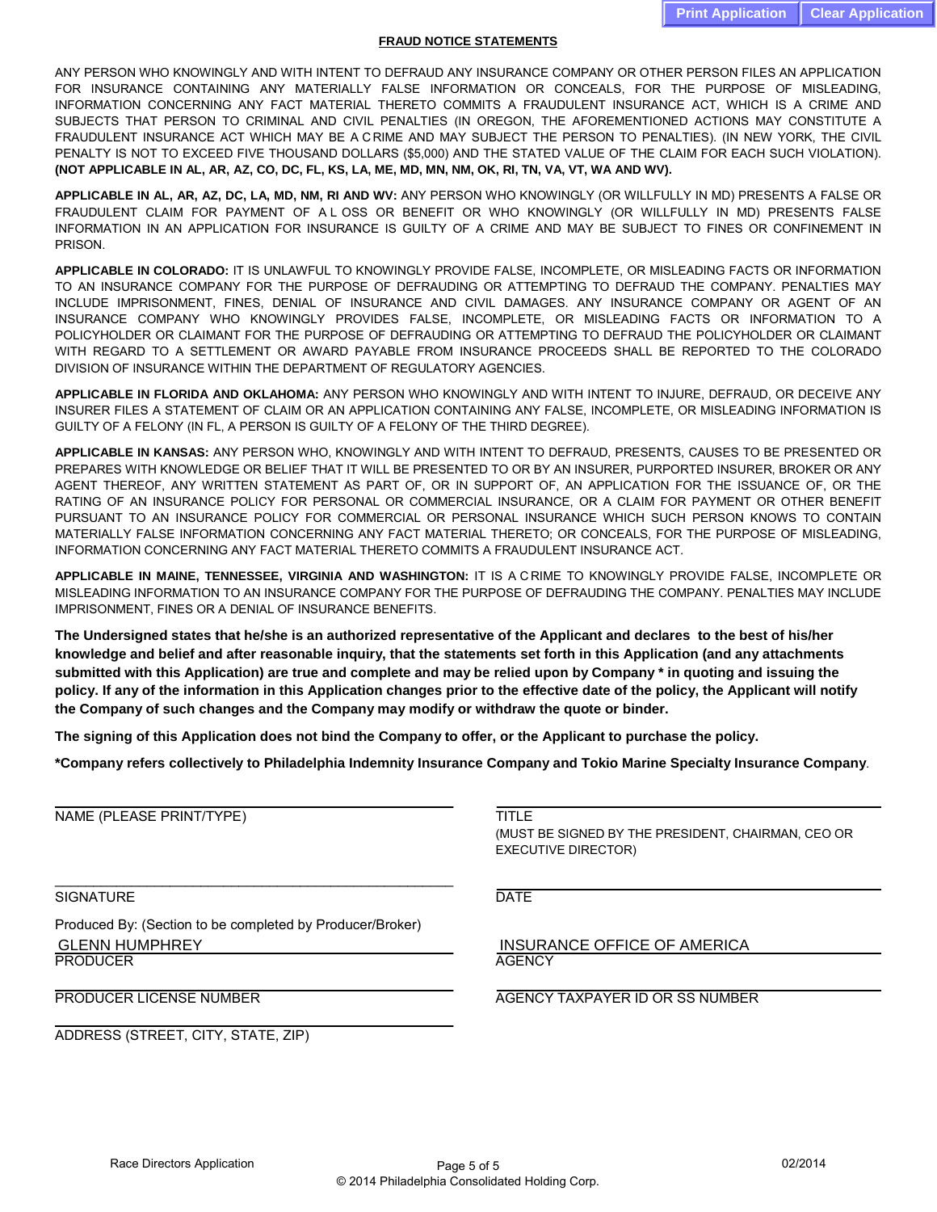## FRAUD NOTICE STATEMENTS

ANY PERSON WHO KNOWINGLY AND WITH INTENT TO DEFRAUD ANY INSURANCE COMPANY OR OTHER PERSON FILES AN APPLICATION FOR INSURANCE CONTAINING ANY MATERIALLY FALSE INFORMATION OR CONCEALS, FOR THE PURPOSE OF MISLEADING, INFORMATION CONCERNING ANY FACT MATERIAL THERETO COMMITS A FRAUDULENT INSURANCE ACT, WHICH IS A CRIME AND SUBJECTS THAT PERSON TO CRIMINAL AND CIVIL PENALTIES (IN OREGON, THE AFOREMENTIONED ACTIONS MAY CONSTITUTE A FRAUDULENT INSURANCE ACT WHICH MAY BE A CRIME AND MAY SUBJECT THE PERSON TO PENALTIES). (IN NEW YORK, THE CIVIL PENALTY IS NOT TO EXCEED FIVE THOUSAND DOLLARS ($5,000) AND THE STATED VALUE OF THE CLAIM FOR EACH SUCH VIOLATION). **(NOT APPLICABLE IN AL, AR, AZ, CO, DC, FL, KS, LA, ME, MD, MN, NM, OK, RI, TN, VA, VT, WA AND WV).**

**APPLICABLE IN AL, AR, AZ, DC, LA, MD, NM, RI AND WV:** ANY PERSON WHO KNOWINGLY (OR WILLFULLY IN MD) PRESENTS A FALSE OR FRAUDULENT CLAIM FOR PAYMENT OF A LOSS OR BENEFIT OR WHO KNOWINGLY (OR WILLFULLY IN MD) PRESENTS FALSE INFORMATION IN AN APPLICATION FOR INSURANCE IS GUILTY OF A CRIME AND MAY BE SUBJECT TO FINES OR CONFINEMENT IN PRISON.

**APPLICABLE IN COLORADO:** IT IS UNLAWFUL TO KNOWINGLY PROVIDE FALSE, INCOMPLETE, OR MISLEADING FACTS OR INFORMATION TO AN INSURANCE COMPANY FOR THE PURPOSE OF DEFRAUDING OR ATTEMPTING TO DEFRAUD THE COMPANY. PENALTIES MAY INCLUDE IMPRISONMENT, FINES, DENIAL OF INSURANCE AND CIVIL DAMAGES. ANY INSURANCE COMPANY OR AGENT OF AN INSURANCE COMPANY WHO KNOWINGLY PROVIDES FALSE, INCOMPLETE, OR MISLEADING FACTS OR INFORMATION TO A POLICYHOLDER OR CLAIMANT FOR THE PURPOSE OF DEFRAUDING OR ATTEMPTING TO DEFRAUD THE POLICYHOLDER OR CLAIMANT WITH REGARD TO A SETTLEMENT OR AWARD PAYABLE FROM INSURANCE PROCEEDS SHALL BE REPORTED TO THE COLORADO DIVISION OF INSURANCE WITHIN THE DEPARTMENT OF REGULATORY AGENCIES.

**APPLICABLE IN FLORIDA AND OKLAHOMA:** ANY PERSON WHO KNOWINGLY AND WITH INTENT TO INJURE, DEFRAUD, OR DECEIVE ANY INSURER FILES A STATEMENT OF CLAIM OR AN APPLICATION CONTAINING ANY FALSE, INCOMPLETE, OR MISLEADING INFORMATION IS GUILTY OF A FELONY (IN FL, A PERSON IS GUILTY OF A FELONY OF THE THIRD DEGREE).

**APPLICABLE IN KANSAS:** ANY PERSON WHO, KNOWINGLY AND WITH INTENT TO DEFRAUD, PRESENTS, CAUSES TO BE PRESENTED OR PREPARES WITH KNOWLEDGE OR BELIEF THAT IT WILL BE PRESENTED TO OR BY AN INSURER, PURPORTED INSURER, BROKER OR ANY AGENT THEREOF, ANY WRITTEN STATEMENT AS PART OF, OR IN SUPPORT OF, AN APPLICATION FOR THE ISSUANCE OF, OR THE RATING OF AN INSURANCE POLICY FOR PERSONAL OR COMMERCIAL INSURANCE, OR A CLAIM FOR PAYMENT OR OTHER BENEFIT PURSUANT TO AN INSURANCE POLICY FOR COMMERCIAL OR PERSONAL INSURANCE WHICH SUCH PERSON KNOWS TO CONTAIN MATERIALLY FALSE INFORMATION CONCERNING ANY FACT MATERIAL THERETO; OR CONCEALS, FOR THE PURPOSE OF MISLEADING, INFORMATION CONCERNING ANY FACT MATERIAL THERETO COMMITS A FRAUDULENT INSURANCE ACT.

**APPLICABLE IN MAINE, TENNESSEE, VIRGINIA AND WASHINGTON:** IT IS A CRIME TO KNOWINGLY PROVIDE FALSE, INCOMPLETE OR MISLEADING INFORMATION TO AN INSURANCE COMPANY FOR THE PURPOSE OF DEFRAUDING THE COMPANY. PENALTIES MAY INCLUDE IMPRISONMENT, FINES OR A DENIAL OF INSURANCE BENEFITS.

**The Undersigned states that he/she is an authorized representative of the Applicant and declares to the best of his/her knowledge and belief and after reasonable inquiry, that the statements set forth in this Application (and any attachments submitted with this Application) are true and complete and may be relied upon by Company * in quoting and issuing the policy. If any of the information in this Application changes prior to the effective date of the policy, the Applicant will notify the Company of such changes and the Company may modify or withdraw the quote or binder.**

**The signing of this Application does not bind the Company to offer, or the Applicant to purchase the policy.**

**\*Company refers collectively to Philadelphia Indemnity Insurance Company and Tokio Marine Specialty Insurance Company**.

NAME (PLEASE PRINT/TYPE): ____________________

TITLE: ____________________
(MUST BE SIGNED BY THE PRESIDENT, CHAIRMAN, CEO OR EXECUTIVE DIRECTOR)

SIGNATURE: ____________________

DATE: ____________________

Produced By: (Section to be completed by Producer/Broker)

PRODUCER: GLENN HUMPHREY

AGENCY: INSURANCE OFFICE OF AMERICA

PRODUCER LICENSE NUMBER: ____________________

AGENCY TAXPAYER ID OR SS NUMBER: ____________________

ADDRESS (STREET, CITY, STATE, ZIP): ____________________

Race Directors Application — 02/2014

© 2014 Philadelphia Consolidated Holding Corp.